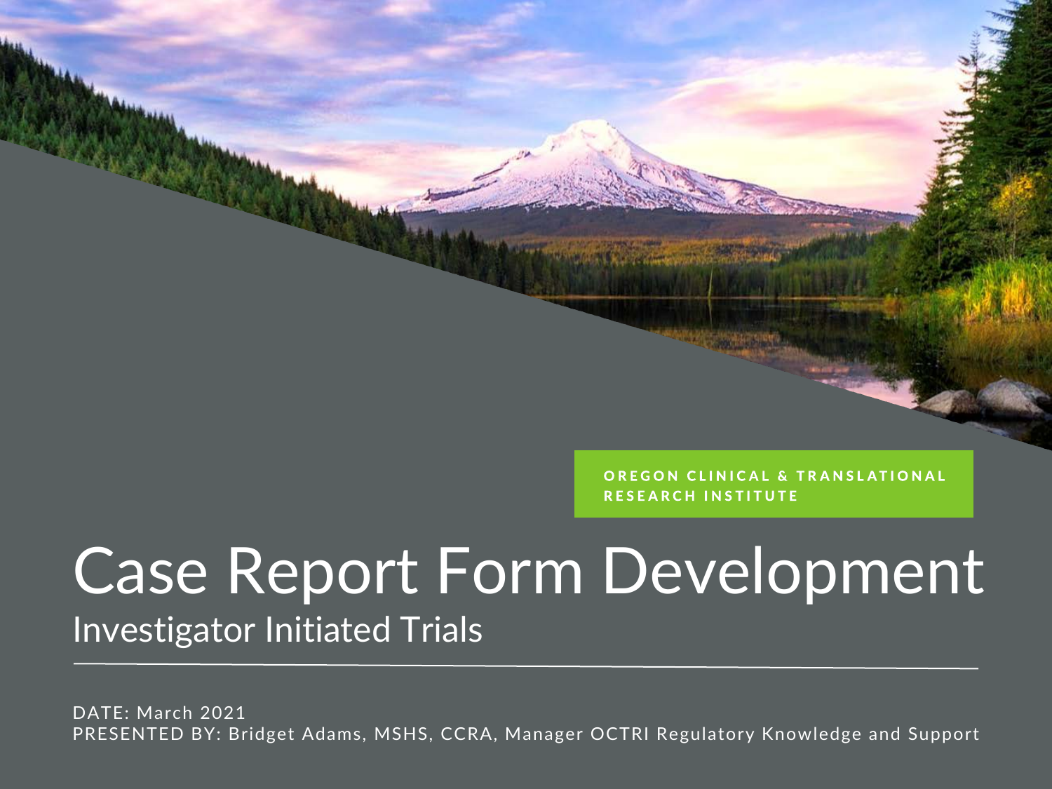OREGON CLINICAL & TRANSLATIONAL RESEARCH INSTITUTE

# Case Report Form Development

## Investigator Initiated Trials

DATE: March 2021

PRESENTED BY: Bridget Adams, MSHS, CCRA, Manager OCTRI Regulatory Knowledge and Support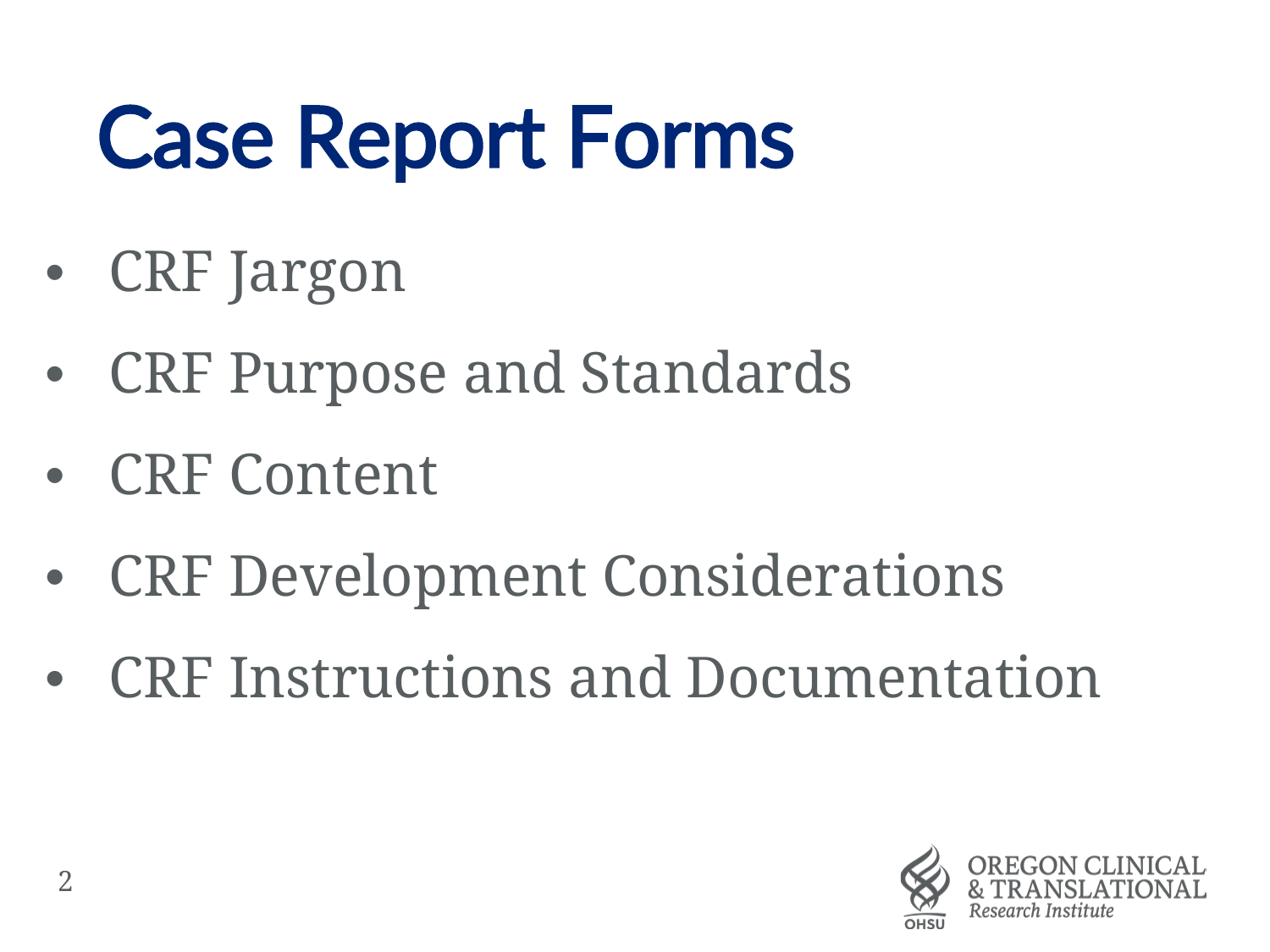# Case Report Forms

- CRF Jargon
- CRF Purpose and Standards
- CRF Content
- CRF Development Considerations
- CRF Instructions and Documentation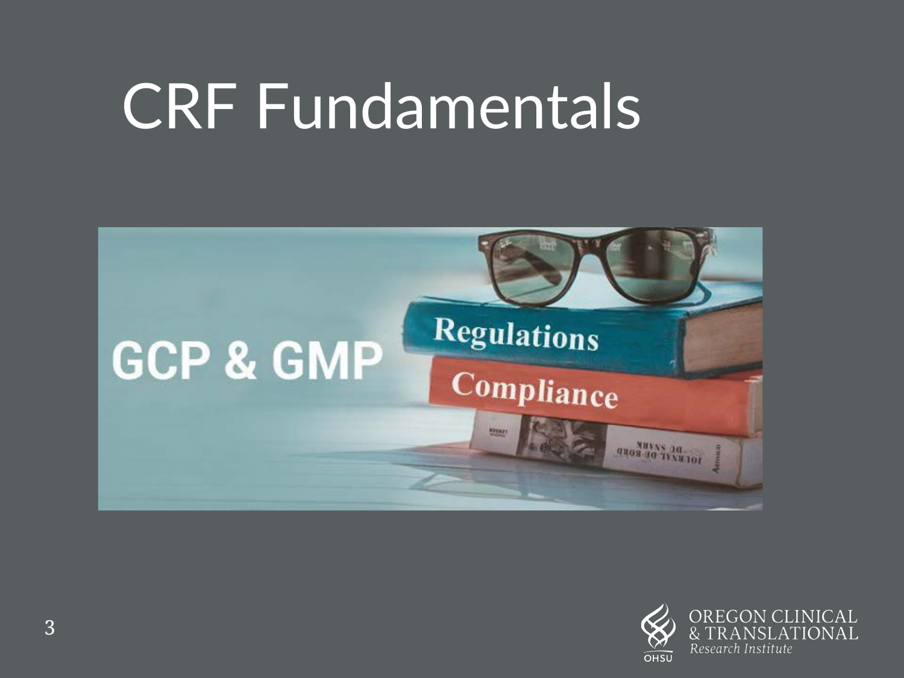# CRF Fundamentals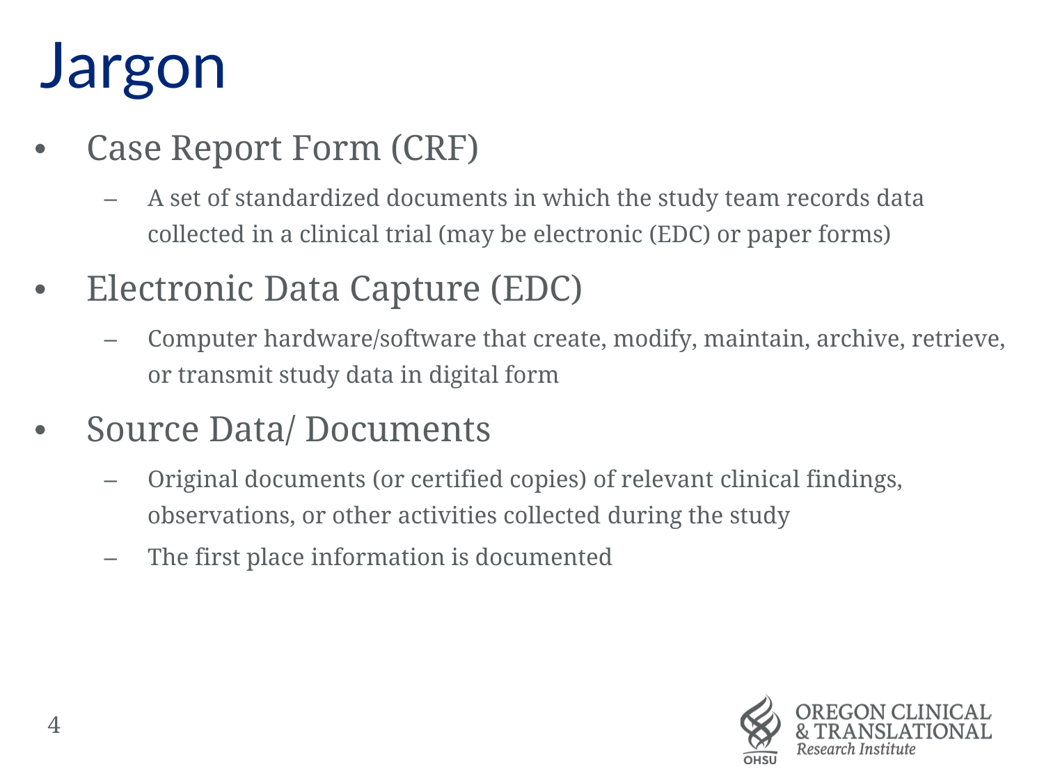# Jargon

- Case Report Form (CRF)
  - A set of standardized documents in which the study team records data collected in a clinical trial (may be electronic (EDC) or paper forms)
- Electronic Data Capture (EDC)
  - Computer hardware/software that create, modify, maintain, archive, retrieve, or transmit study data in digital form
- Source Data/ Documents
  - Original documents (or certified copies) of relevant clinical findings, observations, or other activities collected during the study
  - The first place information is documented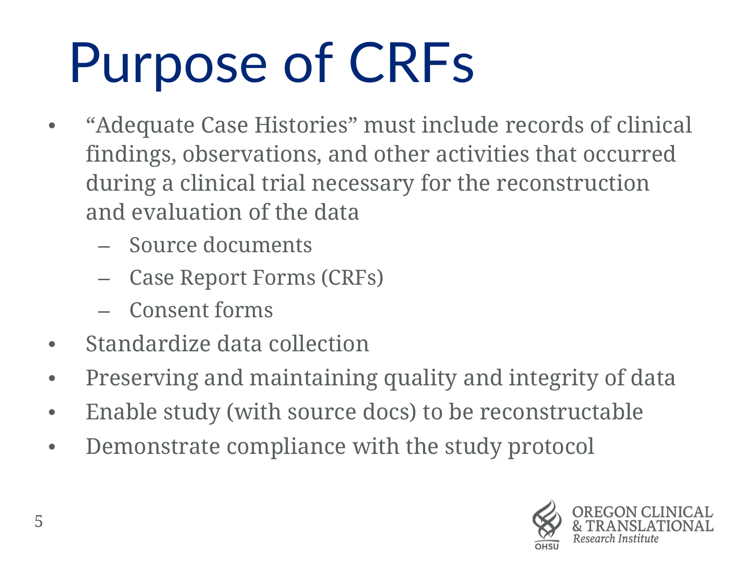# Purpose of CRFs

- "Adequate Case Histories" must include records of clinical findings, observations, and other activities that occurred during a clinical trial necessary for the reconstruction and evaluation of the data
  - Source documents
  - Case Report Forms (CRFs)
  - Consent forms
- Standardize data collection
- Preserving and maintaining quality and integrity of data
- Enable study (with source docs) to be reconstructable
- Demonstrate compliance with the study protocol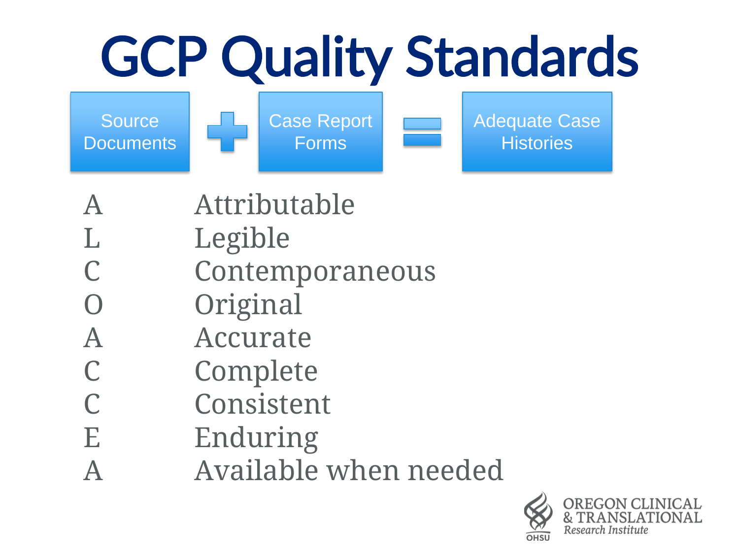# GCP Quality Standards

Source Documents + Case Report Forms = Adequate Case Histories

| | |
|---|---|
| A | Attributable |
| L | Legible |
| C | Contemporaneous |
| O | Original |
| A | Accurate |
| C | Complete |
| C | Consistent |
| E | Enduring |
| A | Available when needed |

OREGON CLINICAL & TRANSLATIONAL *Research Institute*

OHSU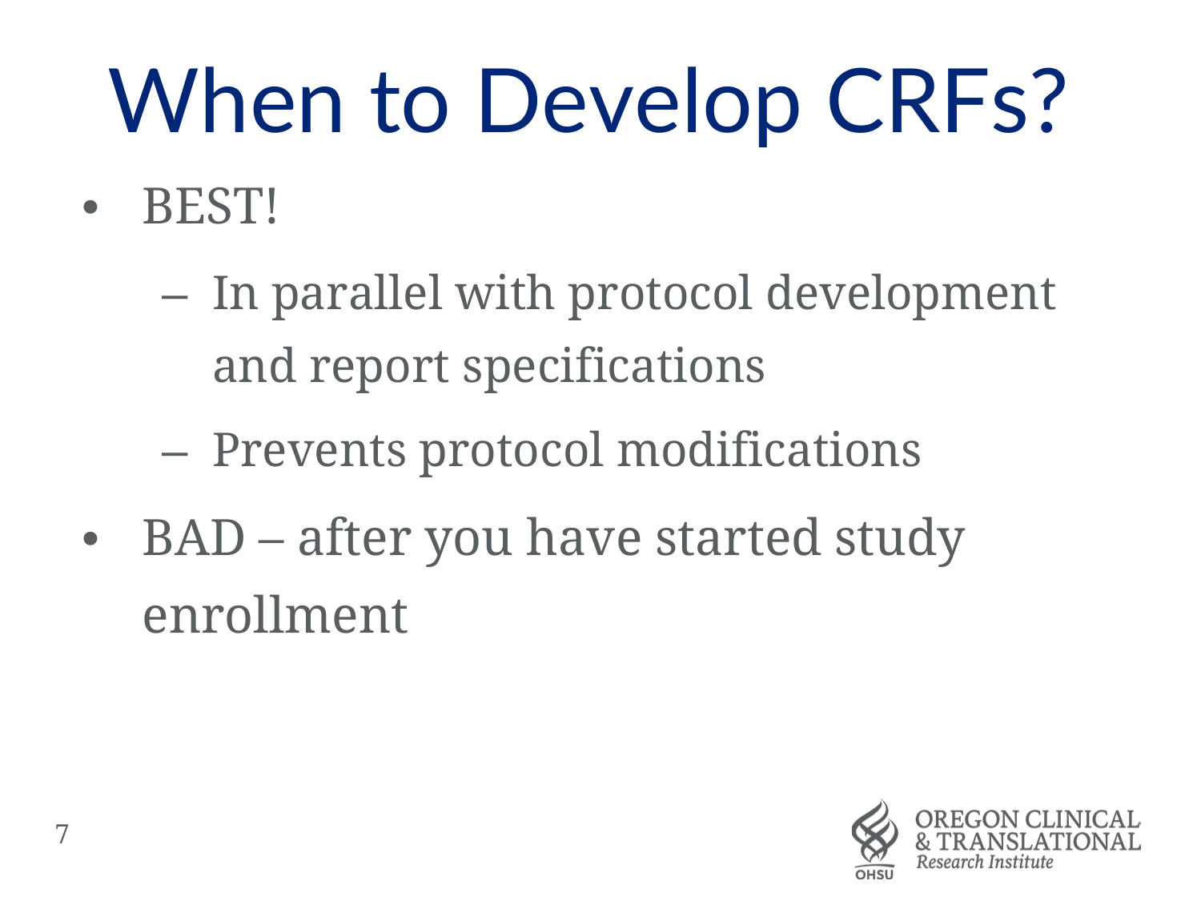# When to Develop CRFs?

- BEST!
  - In parallel with protocol development and report specifications
  - Prevents protocol modifications
- BAD – after you have started study enrollment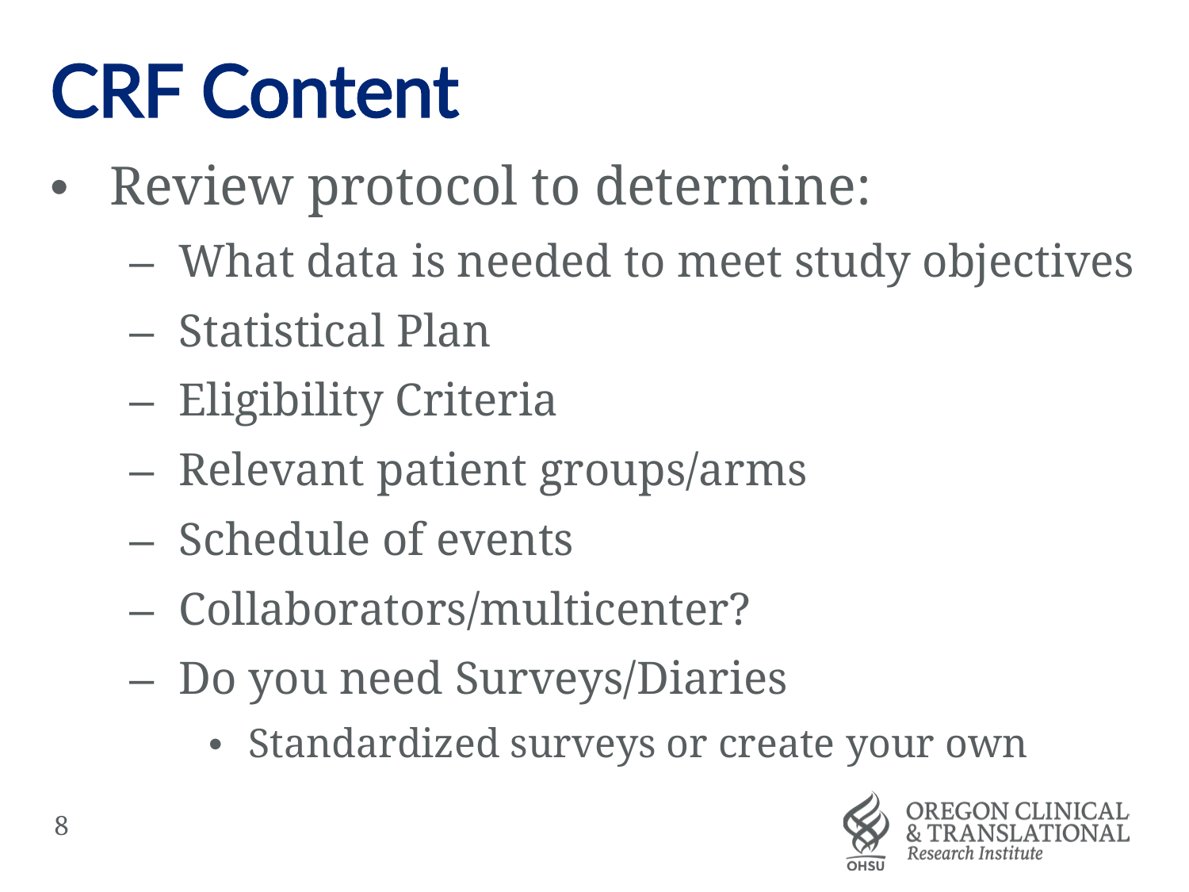# CRF Content

- Review protocol to determine:
  - What data is needed to meet study objectives
  - Statistical Plan
  - Eligibility Criteria
  - Relevant patient groups/arms
  - Schedule of events
  - Collaborators/multicenter?
  - Do you need Surveys/Diaries
    - Standardized surveys or create your own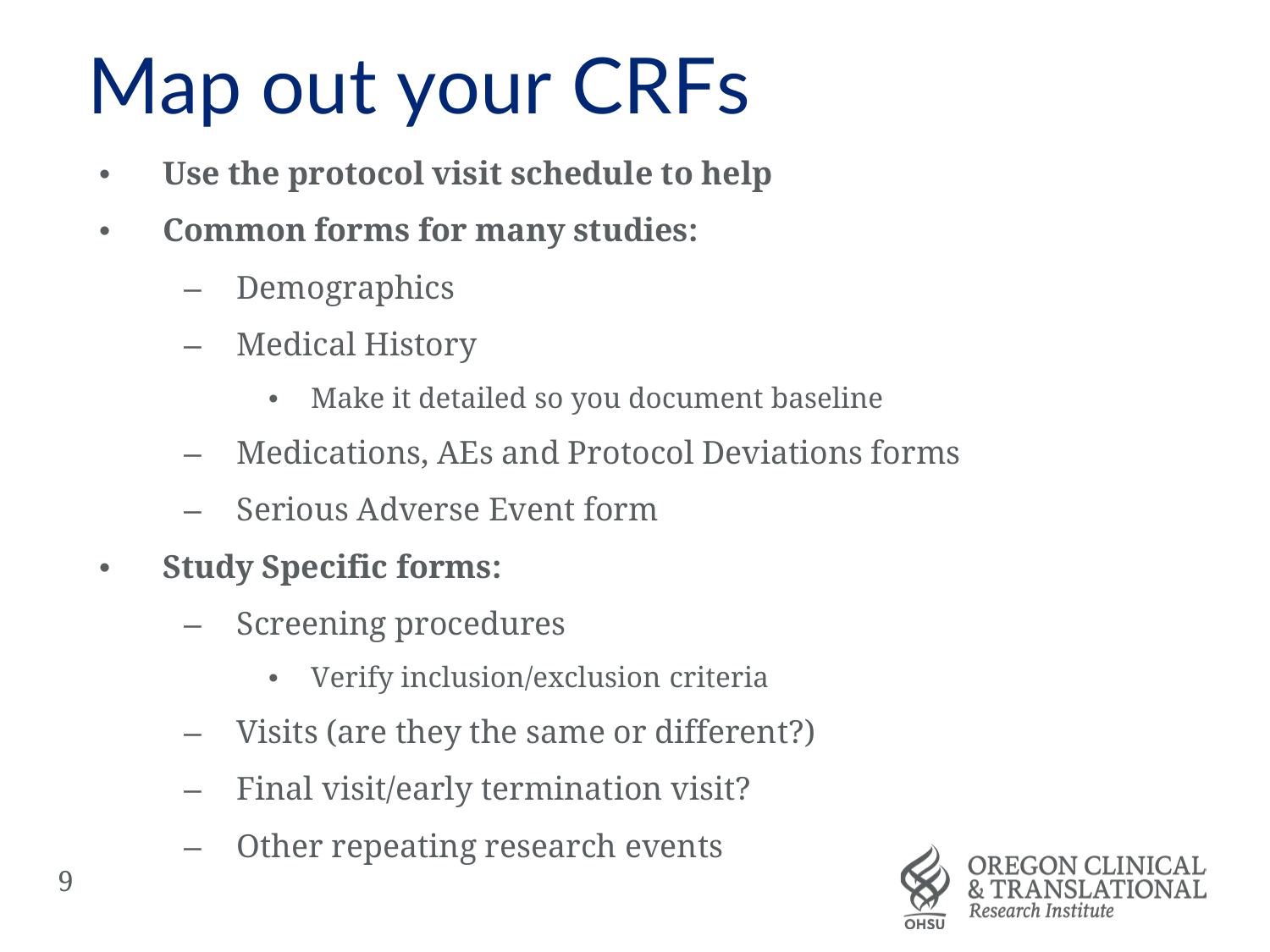# Map out your CRFs

- **Use the protocol visit schedule to help**
- **Common forms for many studies:**
  - Demographics
  - Medical History
    - Make it detailed so you document baseline
  - Medications, AEs and Protocol Deviations forms
  - Serious Adverse Event form
- **Study Specific forms:**
  - Screening procedures
    - Verify inclusion/exclusion criteria
  - Visits (are they the same or different?)
  - Final visit/early termination visit?
  - Other repeating research events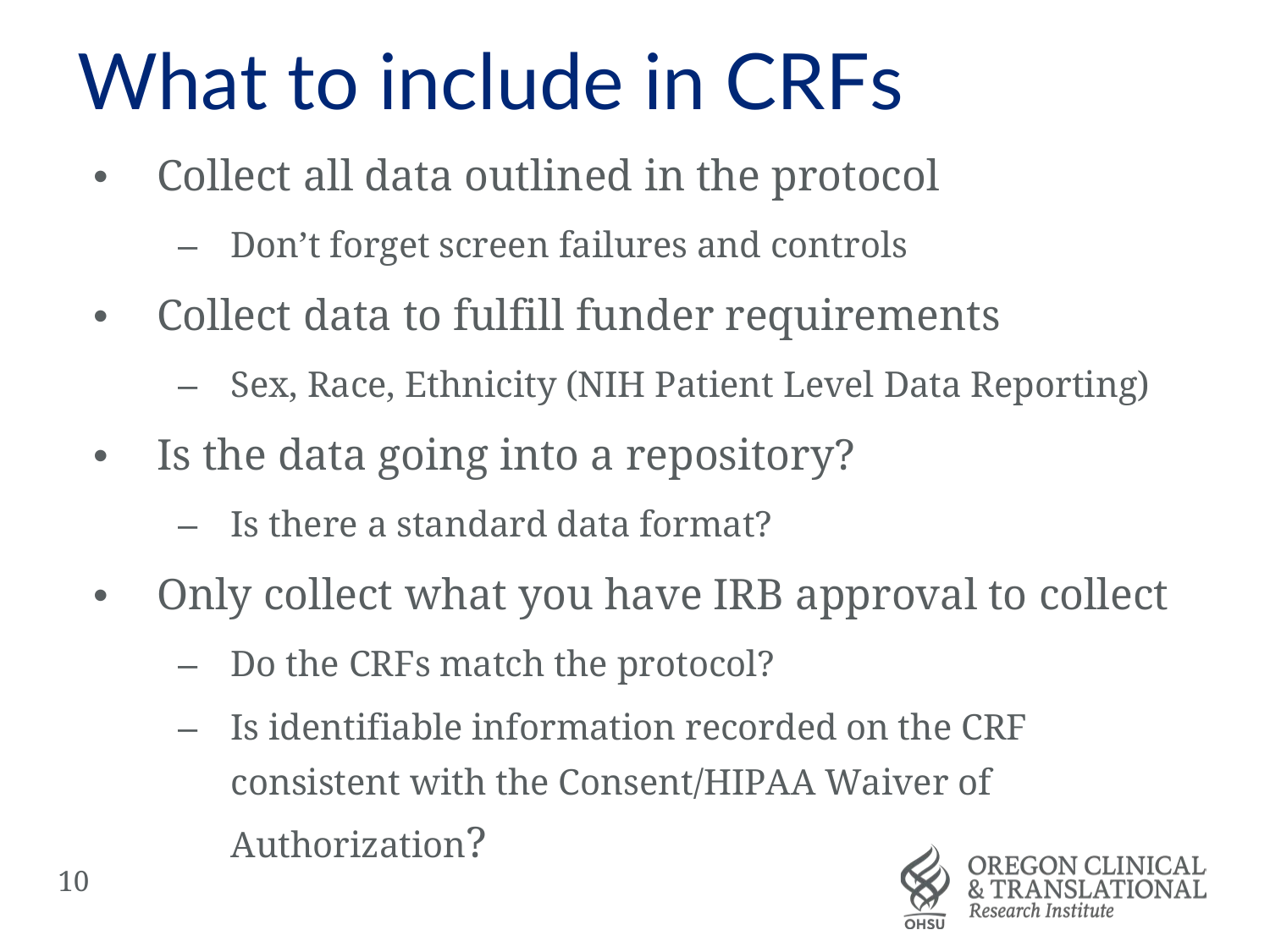# What to include in CRFs

- Collect all data outlined in the protocol
  - Don't forget screen failures and controls
- Collect data to fulfill funder requirements
  - Sex, Race, Ethnicity (NIH Patient Level Data Reporting)
- Is the data going into a repository?
  - Is there a standard data format?
- Only collect what you have IRB approval to collect
  - Do the CRFs match the protocol?
  - Is identifiable information recorded on the CRF consistent with the Consent/HIPAA Waiver of Authorization?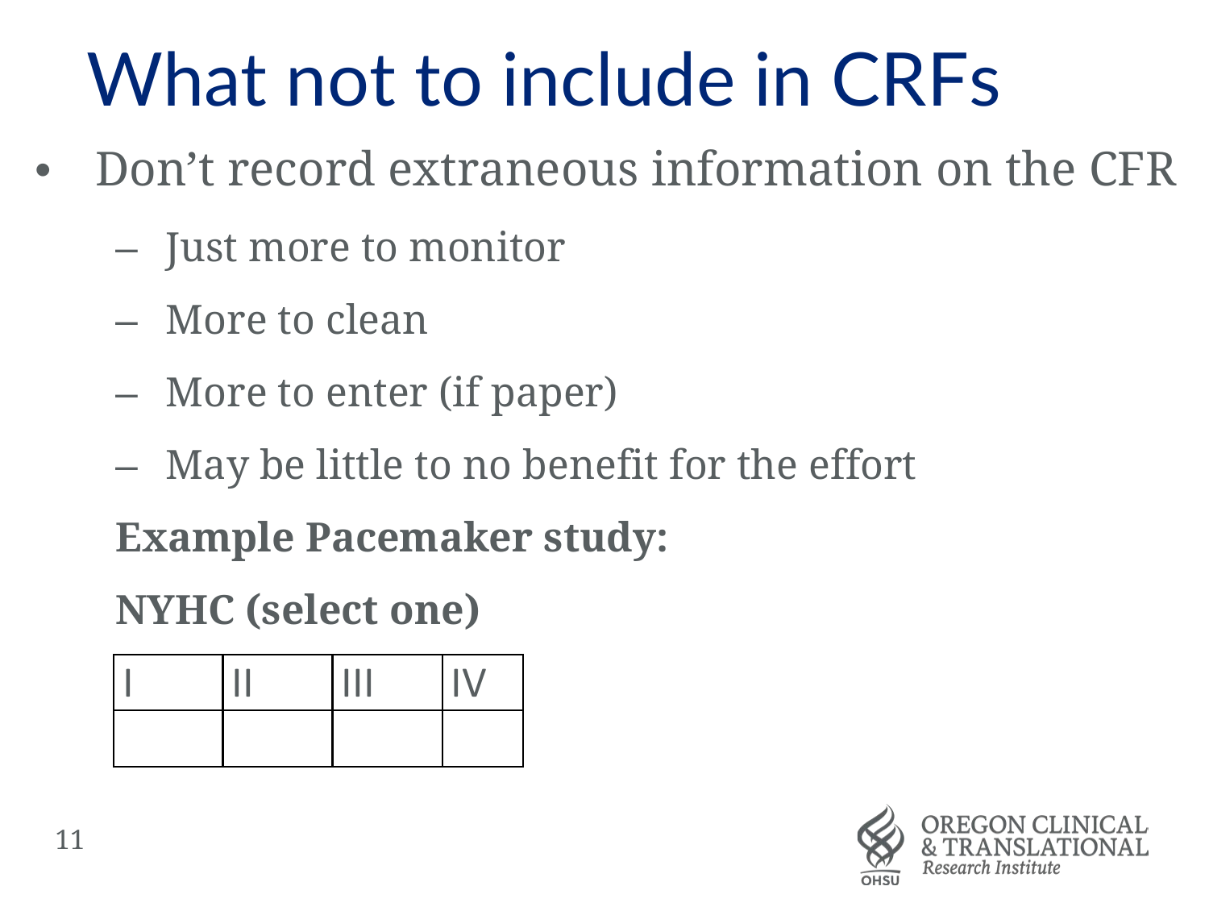# What not to include in CRFs

- Don't record extraneous information on the CFR
  - Just more to monitor
  - More to clean
  - More to enter (if paper)
  - May be little to no benefit for the effort

  **Example Pacemaker study:**

  **NYHC (select one)**

| I | II | III | IV |
| --- | --- | --- | --- |
| | | | |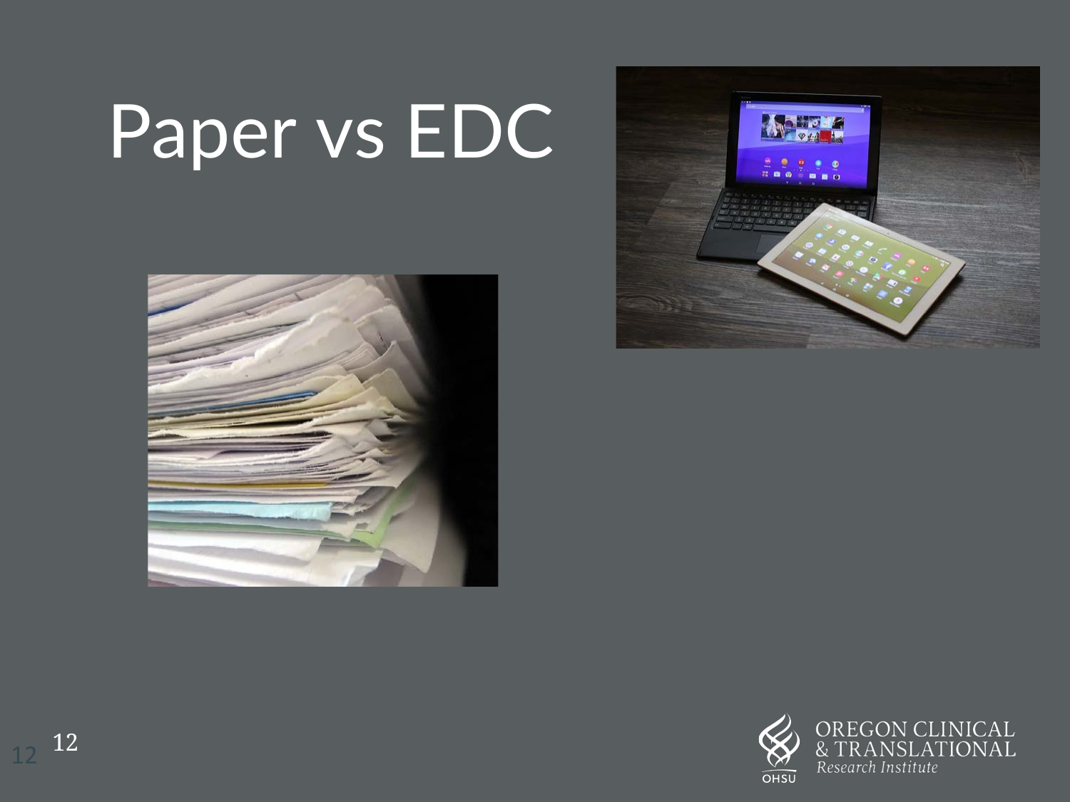# Paper vs EDC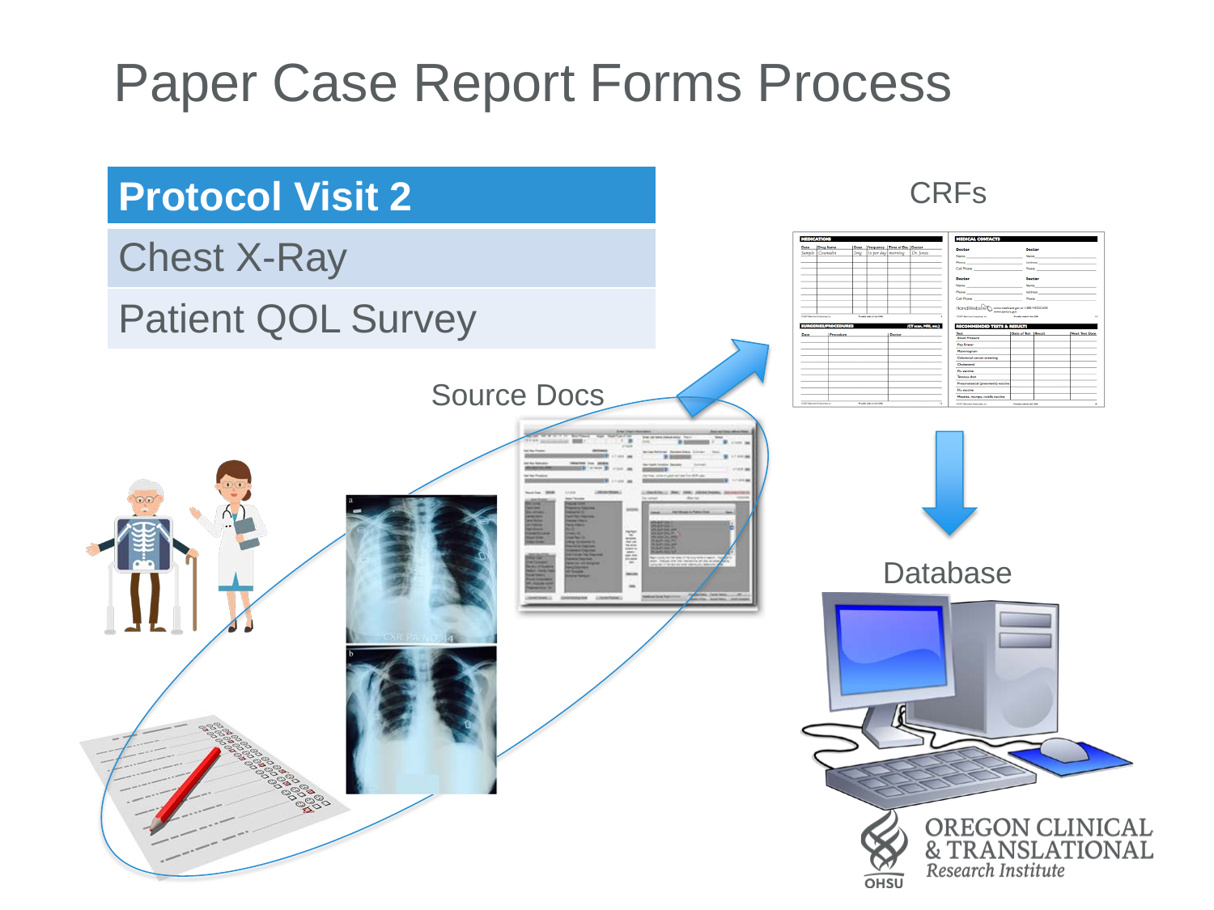# Paper Case Report Forms Process

| Protocol Visit 2 |
|---|
| Chest X-Ray |
| Patient QOL Survey |

Source Docs

CRFs

Database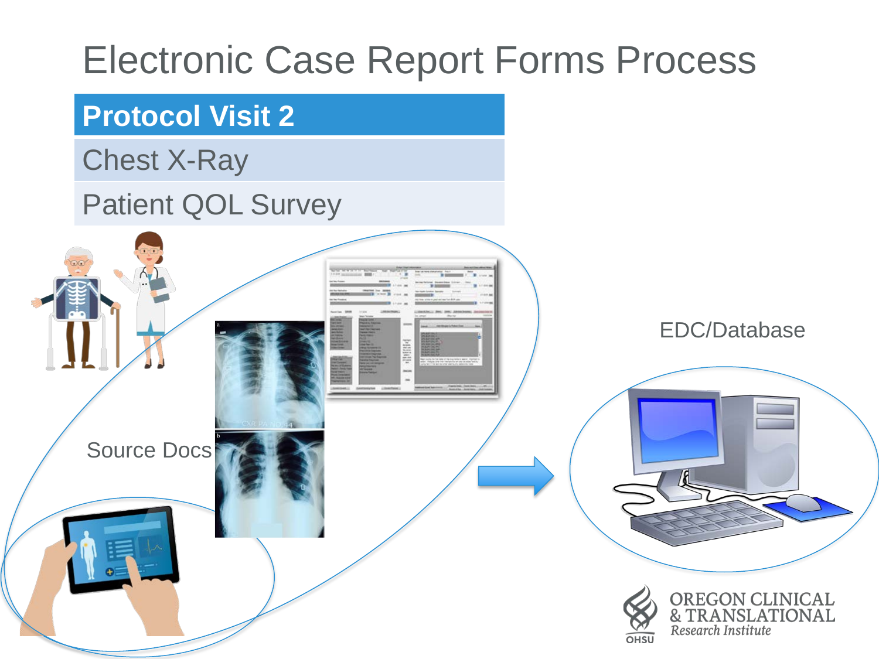# Electronic Case Report Forms Process

| Protocol Visit 2 |
| --- |
| Chest X-Ray |
| Patient QOL Survey |

Source Docs

EDC/Database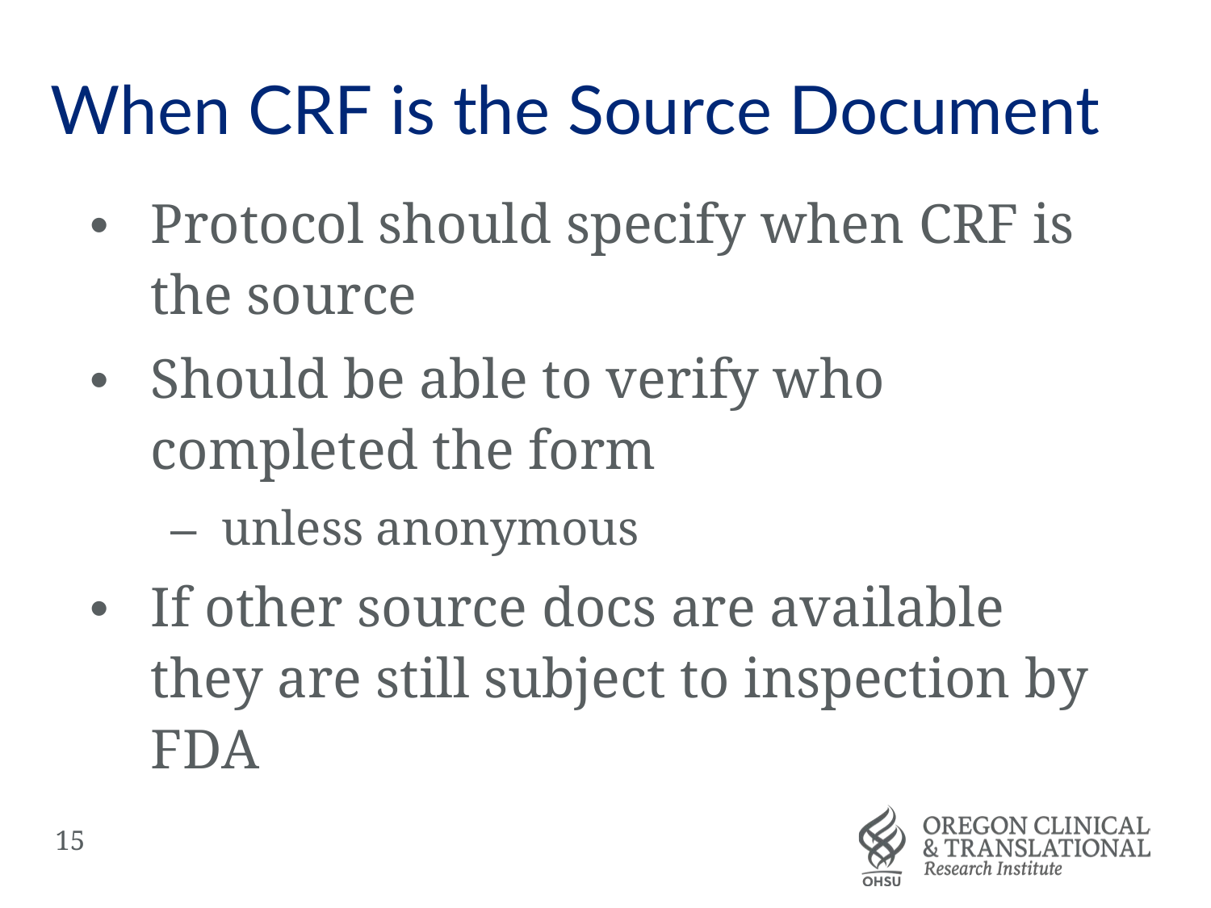# When CRF is the Source Document

- Protocol should specify when CRF is the source
- Should be able to verify who completed the form
  - unless anonymous
- If other source docs are available they are still subject to inspection by FDA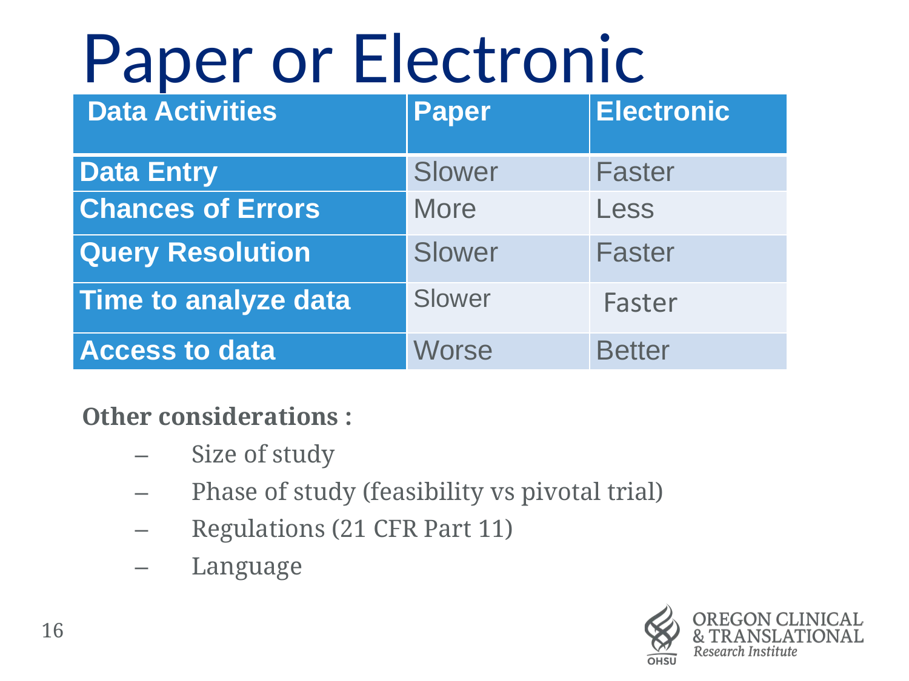# Paper or Electronic

| Data Activities | Paper | Electronic |
| --- | --- | --- |
| **Data Entry** | Slower | Faster |
| **Chances of Errors** | More | Less |
| **Query Resolution** | Slower | Faster |
| **Time to analyze data** | Slower | Faster |
| **Access to data** | Worse | Better |

**Other considerations :**

- Size of study
- Phase of study (feasibility vs pivotal trial)
- Regulations (21 CFR Part 11)
- Language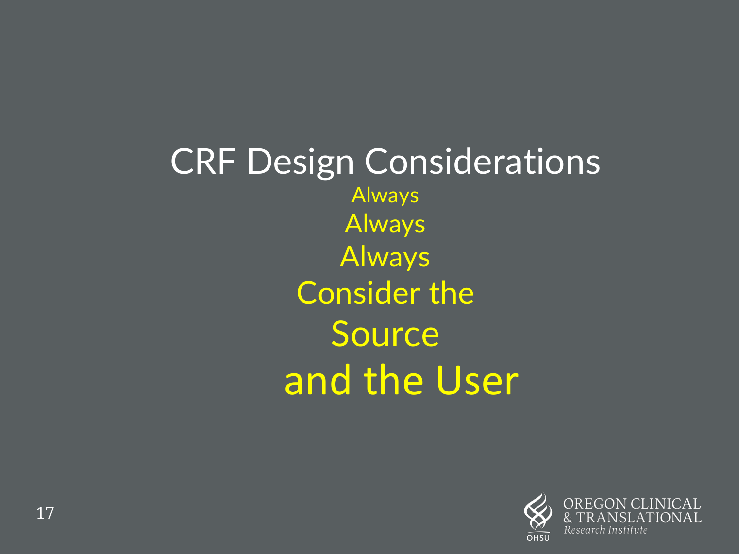# CRF Design Considerations

Always

Always

Always

Consider the

Source

and the User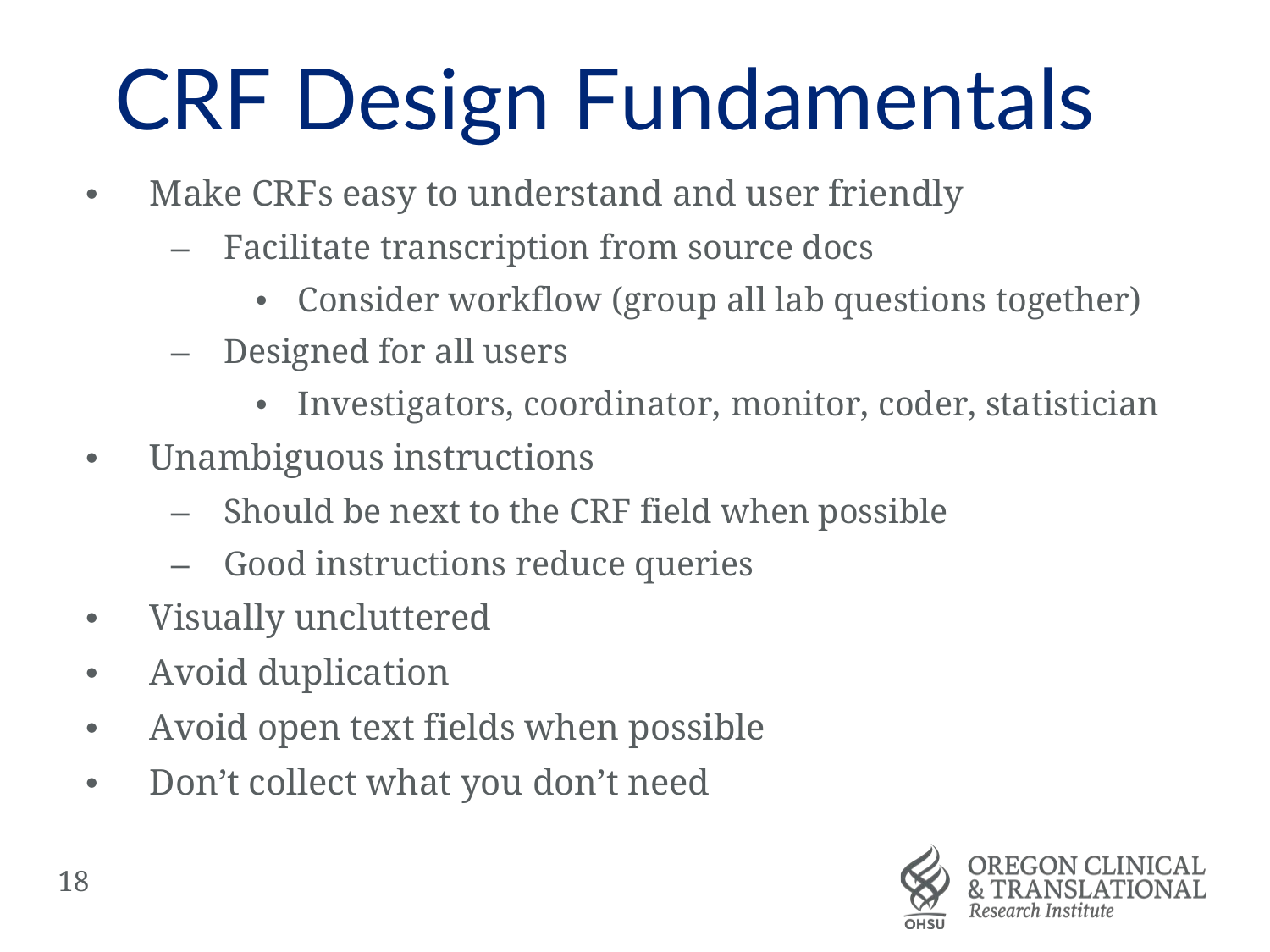# CRF Design Fundamentals

- Make CRFs easy to understand and user friendly
  - Facilitate transcription from source docs
    - Consider workflow (group all lab questions together)
  - Designed for all users
    - Investigators, coordinator, monitor, coder, statistician
- Unambiguous instructions
  - Should be next to the CRF field when possible
  - Good instructions reduce queries
- Visually uncluttered
- Avoid duplication
- Avoid open text fields when possible
- Don't collect what you don't need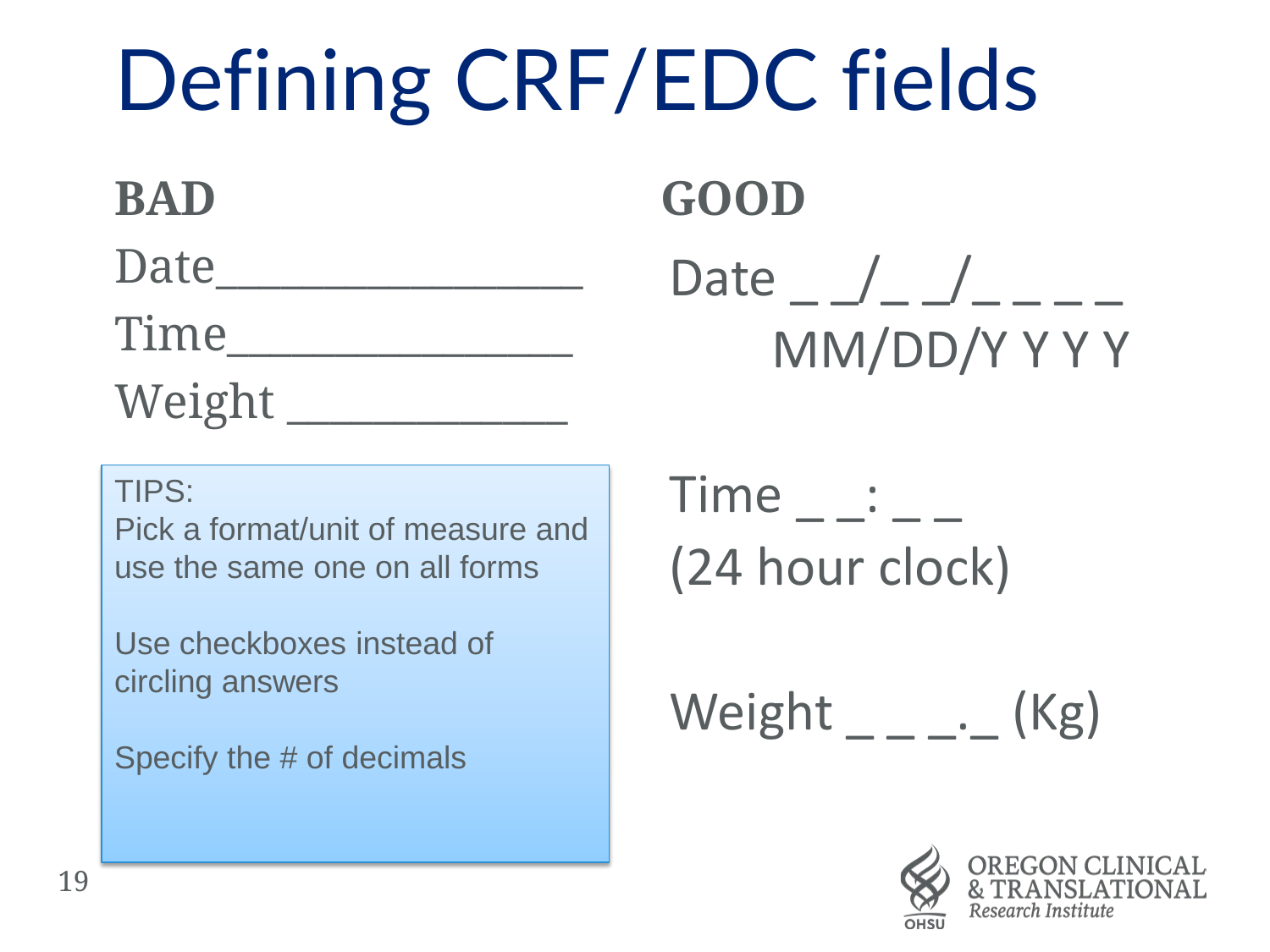# Defining CRF/EDC fields

**BAD**

Date_______________

Time_______________

Weight ____________

> TIPS:
> Pick a format/unit of measure and use the same one on all forms
>
> Use checkboxes instead of circling answers
>
> Specify the # of decimals

**GOOD**

Date _ _/_ _/_ _ _ _
MM/DD/Y Y Y Y

Time _ _: _ _
(24 hour clock)

Weight _ _ _._ (Kg)

OREGON CLINICAL & TRANSLATIONAL *Research Institute*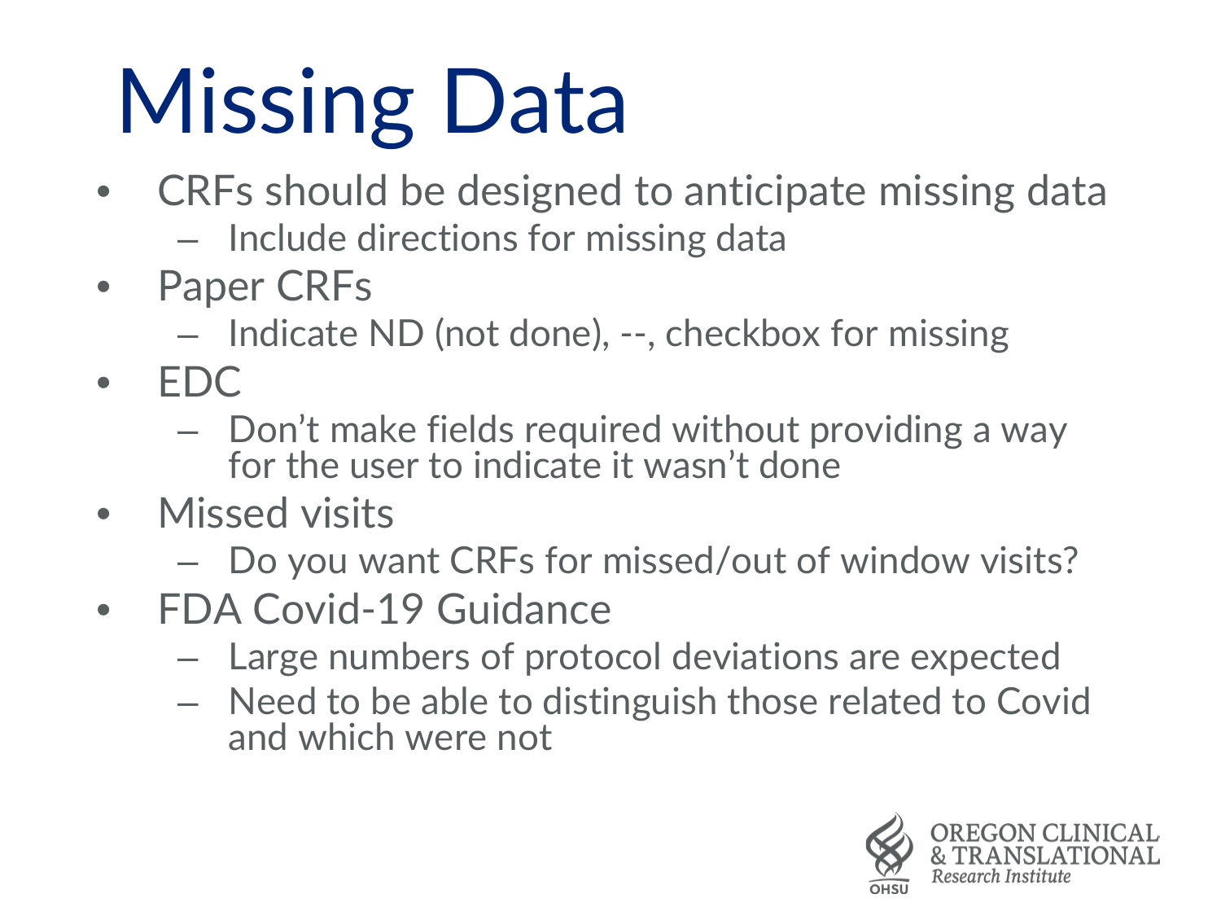# Missing Data

- CRFs should be designed to anticipate missing data
  - Include directions for missing data
- Paper CRFs
  - Indicate ND (not done), --, checkbox for missing
- EDC
  - Don't make fields required without providing a way for the user to indicate it wasn't done
- Missed visits
  - Do you want CRFs for missed/out of window visits?
- FDA Covid-19 Guidance
  - Large numbers of protocol deviations are expected
  - Need to be able to distinguish those related to Covid and which were not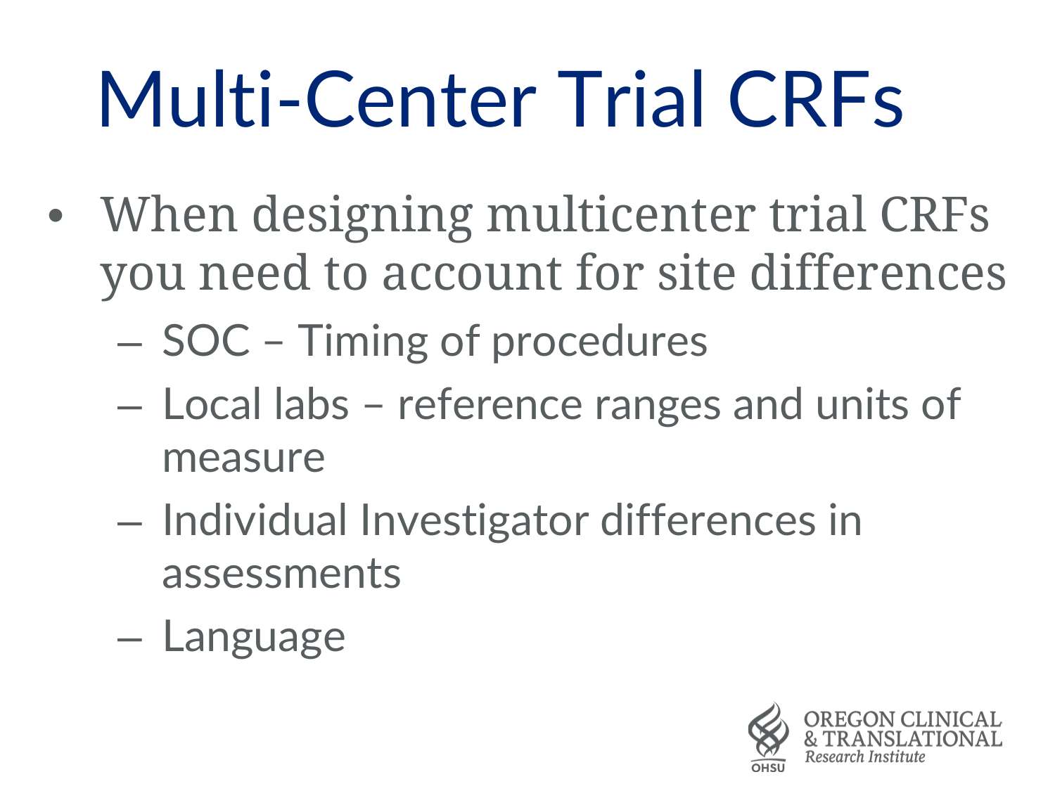# Multi-Center Trial CRFs

- When designing multicenter trial CRFs you need to account for site differences
  - SOC – Timing of procedures
  - Local labs – reference ranges and units of measure
  - Individual Investigator differences in assessments
  - Language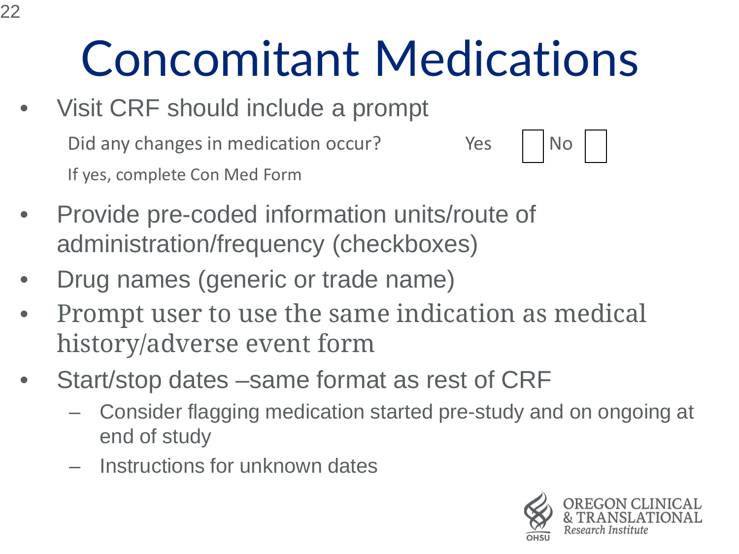# Concomitant Medications

- Visit CRF should include a prompt

  Did any changes in medication occur? Yes ☐ No ☐

  If yes, complete Con Med Form

- Provide pre-coded information units/route of administration/frequency (checkboxes)
- Drug names (generic or trade name)
- Prompt user to use the same indication as medical history/adverse event form
- Start/stop dates –same format as rest of CRF
  - Consider flagging medication started pre-study and on ongoing at end of study
  - Instructions for unknown dates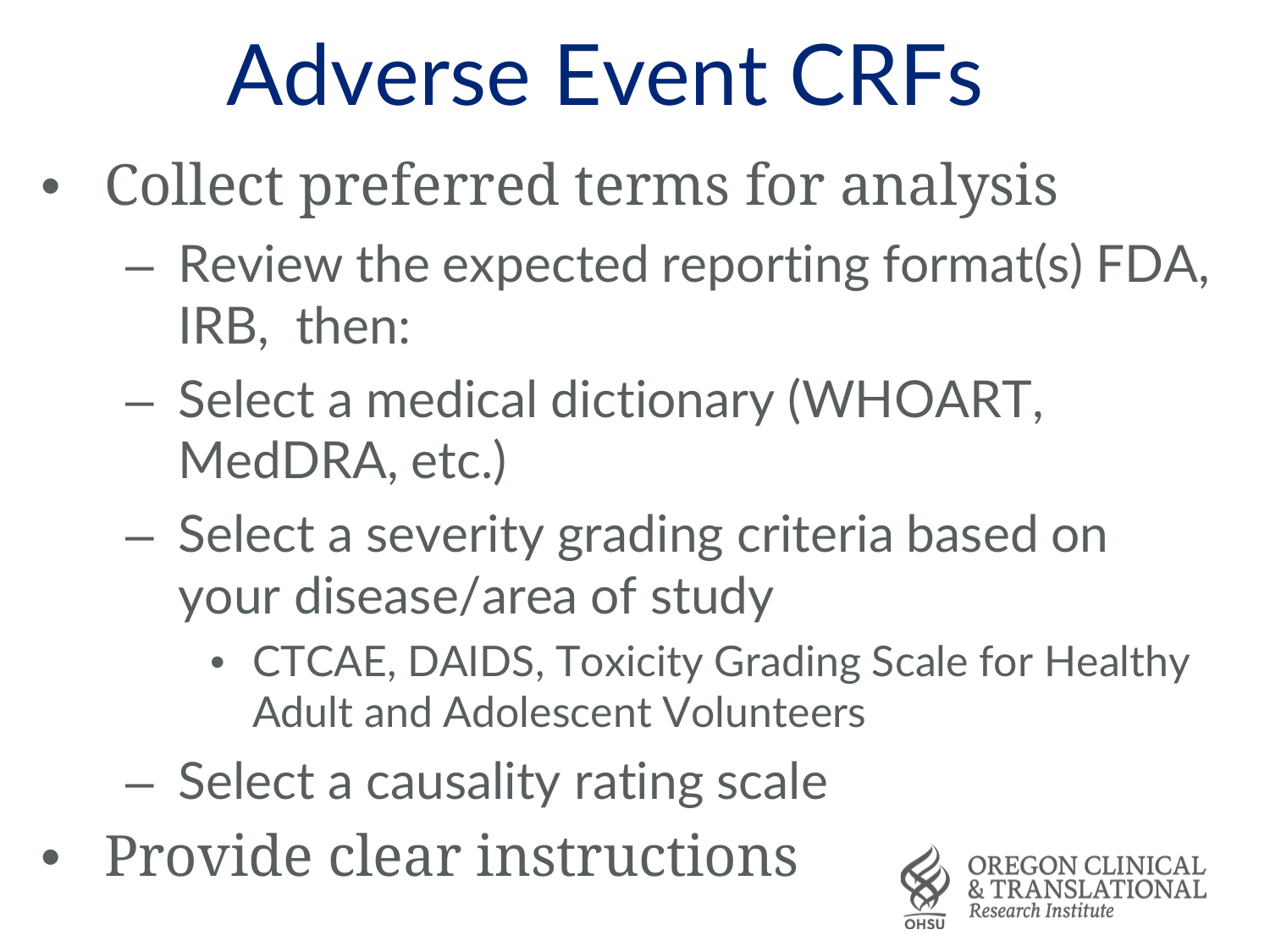# Adverse Event CRFs

- Collect preferred terms for analysis
  - Review the expected reporting format(s) FDA, IRB, then:
  - Select a medical dictionary (WHOART, MedDRA, etc.)
  - Select a severity grading criteria based on your disease/area of study
    - CTCAE, DAIDS, Toxicity Grading Scale for Healthy Adult and Adolescent Volunteers
  - Select a causality rating scale
- Provide clear instructions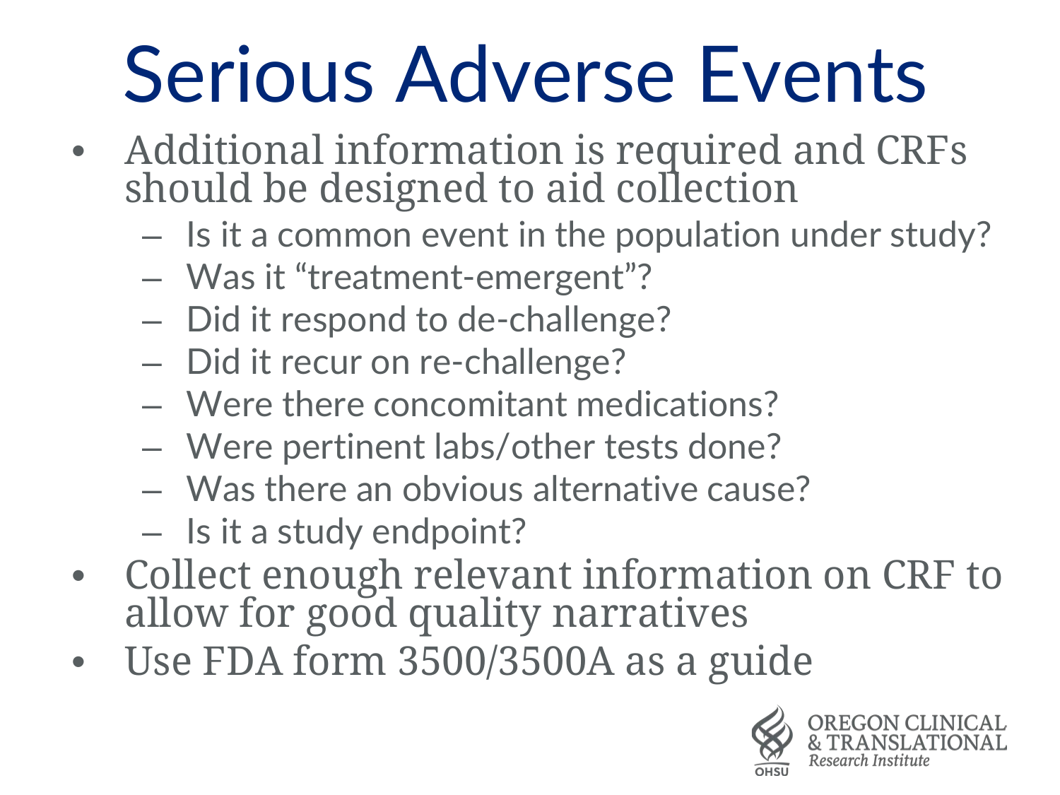# Serious Adverse Events

- Additional information is required and CRFs should be designed to aid collection
  - Is it a common event in the population under study?
  - Was it "treatment-emergent"?
  - Did it respond to de-challenge?
  - Did it recur on re-challenge?
  - Were there concomitant medications?
  - Were pertinent labs/other tests done?
  - Was there an obvious alternative cause?
  - Is it a study endpoint?
- Collect enough relevant information on CRF to allow for good quality narratives
- Use FDA form 3500/3500A as a guide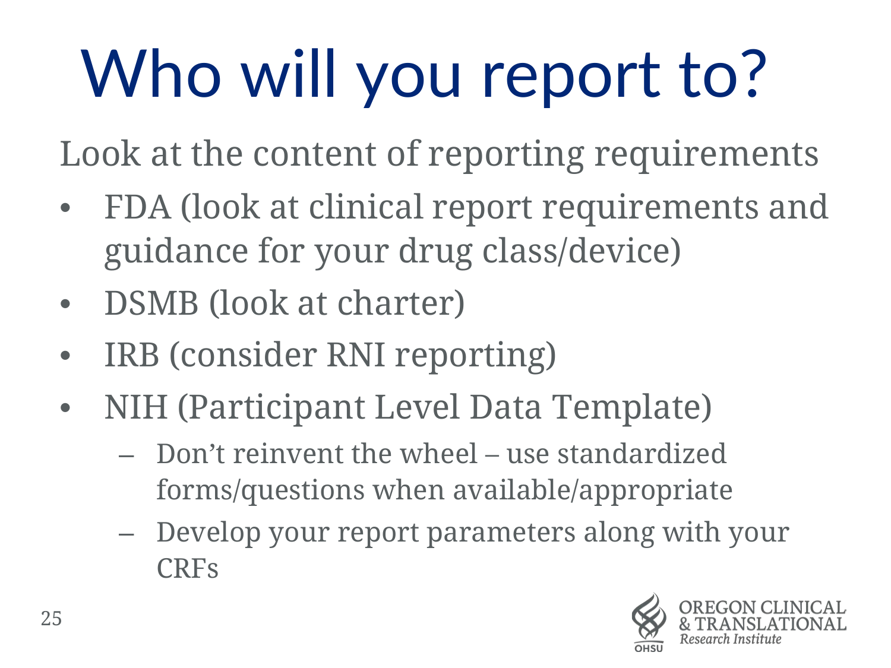# Who will you report to?

Look at the content of reporting requirements

- FDA (look at clinical report requirements and guidance for your drug class/device)
- DSMB (look at charter)
- IRB (consider RNI reporting)
- NIH (Participant Level Data Template)
  - Don't reinvent the wheel – use standardized forms/questions when available/appropriate
  - Develop your report parameters along with your CRFs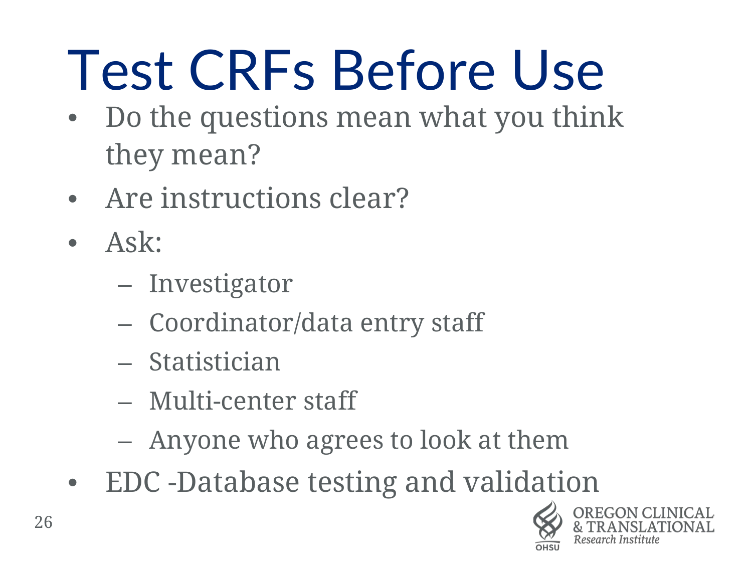# Test CRFs Before Use

- Do the questions mean what you think they mean?
- Are instructions clear?
- Ask:
  - Investigator
  - Coordinator/data entry staff
  - Statistician
  - Multi-center staff
  - Anyone who agrees to look at them
- EDC -Database testing and validation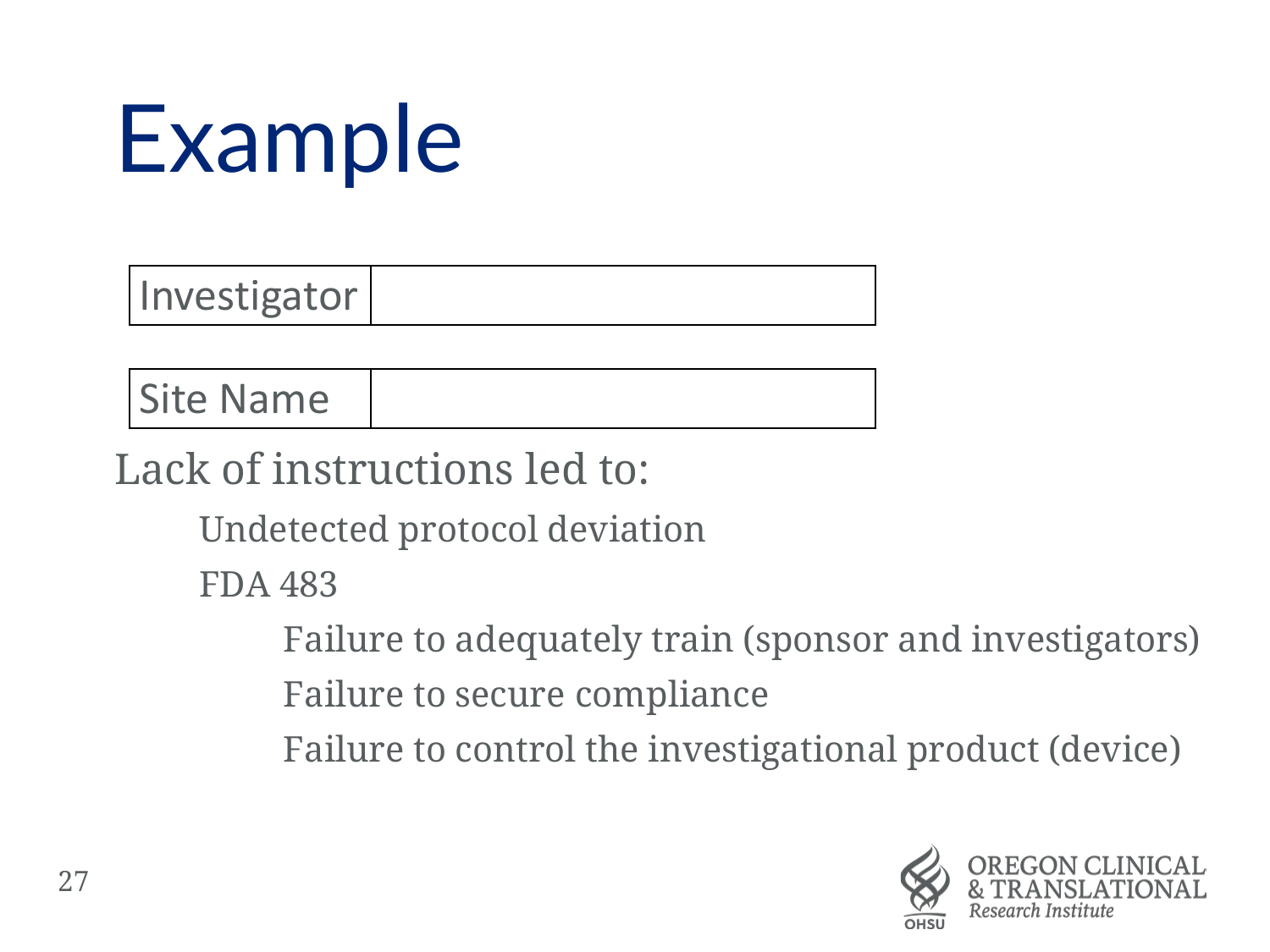# Example

| Investigator | |
|---|---|

| Site Name | |
|---|---|

Lack of instructions led to:

- Undetected protocol deviation
- FDA 483
  - Failure to adequately train (sponsor and investigators)
  - Failure to secure compliance
  - Failure to control the investigational product (device)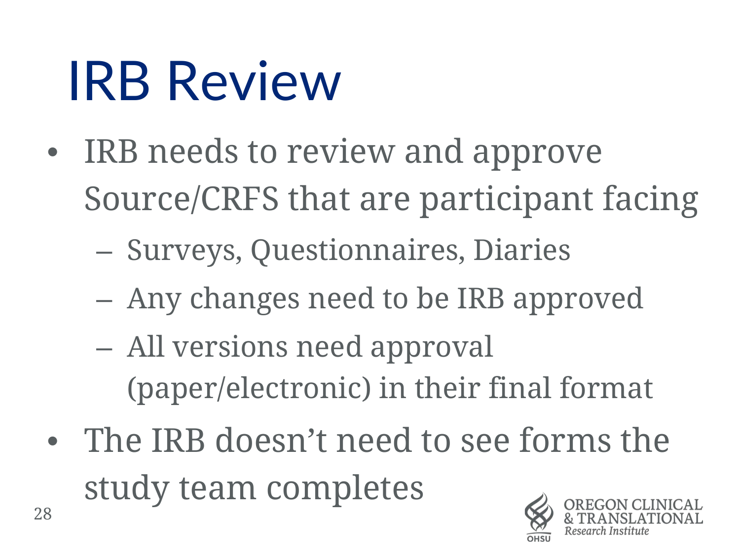# IRB Review

- IRB needs to review and approve Source/CRFS that are participant facing
  - Surveys, Questionnaires, Diaries
  - Any changes need to be IRB approved
  - All versions need approval (paper/electronic) in their final format
- The IRB doesn’t need to see forms the study team completes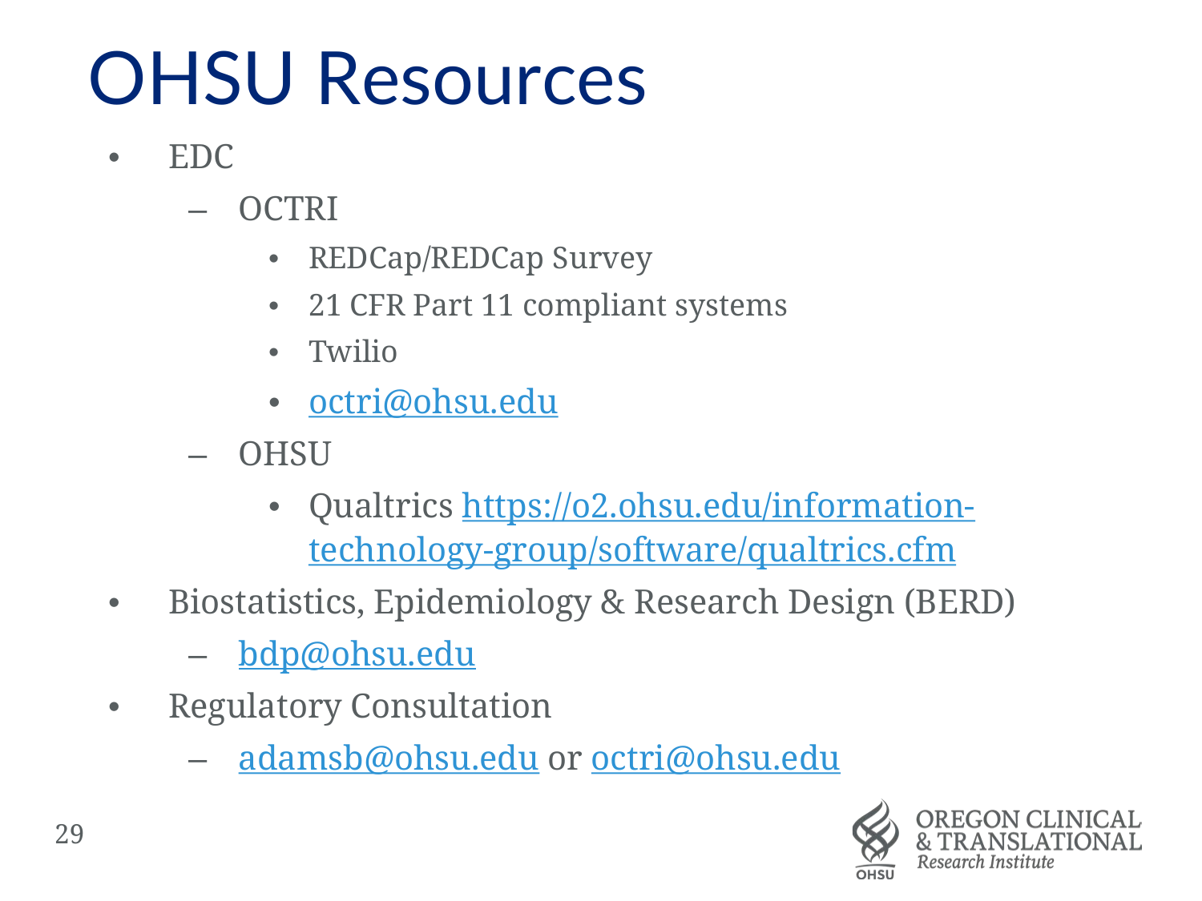# OHSU Resources

- EDC
  - OCTRI
    - REDCap/REDCap Survey
    - 21 CFR Part 11 compliant systems
    - Twilio
    - octri@ohsu.edu
  - OHSU
    - Qualtrics https://o2.ohsu.edu/information-technology-group/software/qualtrics.cfm
- Biostatistics, Epidemiology & Research Design (BERD)
  - bdp@ohsu.edu
- Regulatory Consultation
  - adamsb@ohsu.edu or octri@ohsu.edu

OREGON CLINICAL & TRANSLATIONAL *Research Institute*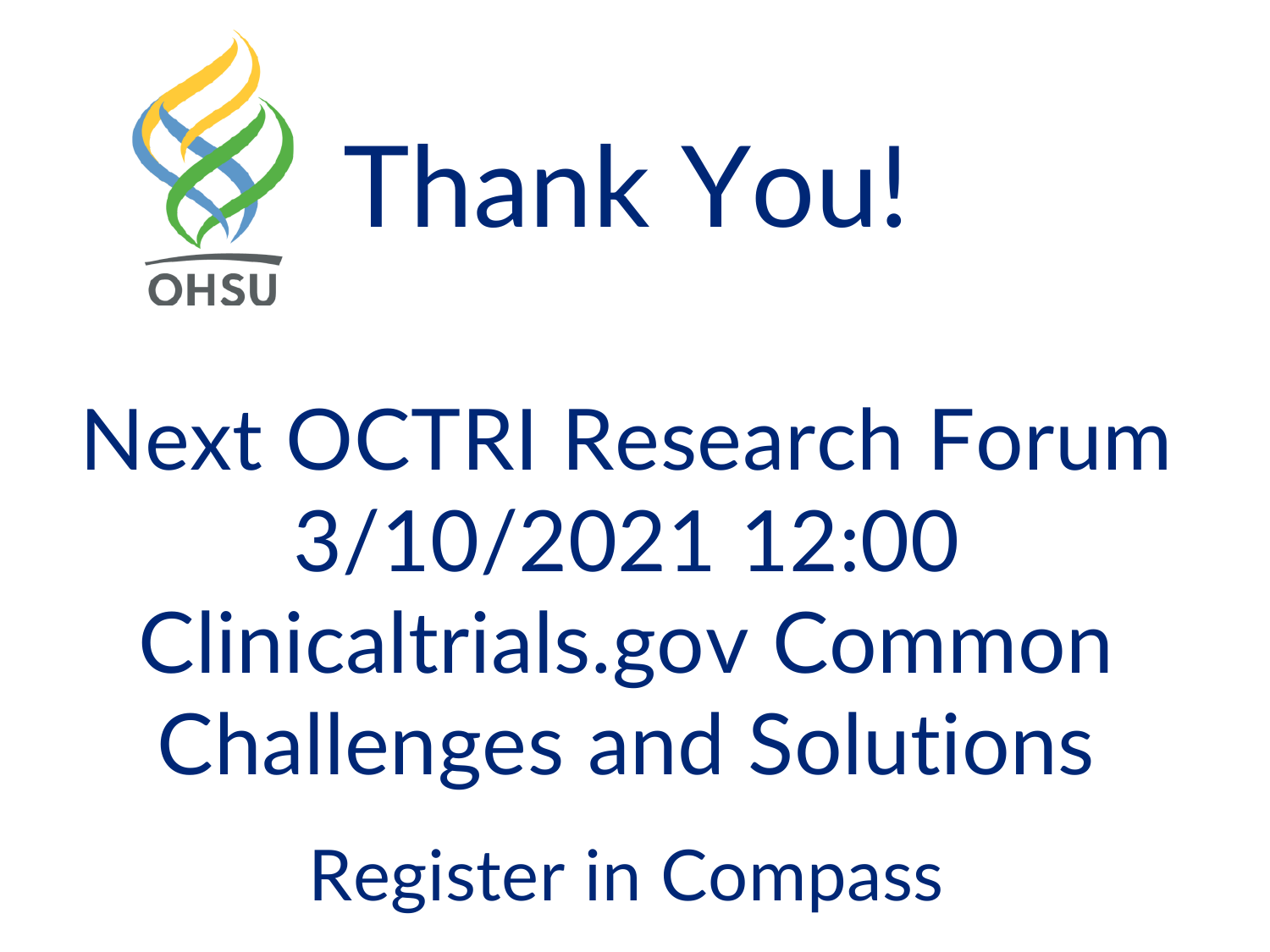OHSU

# Thank You!

Next OCTRI Research Forum
3/10/2021 12:00
Clinicaltrials.gov Common Challenges and Solutions

Register in Compass